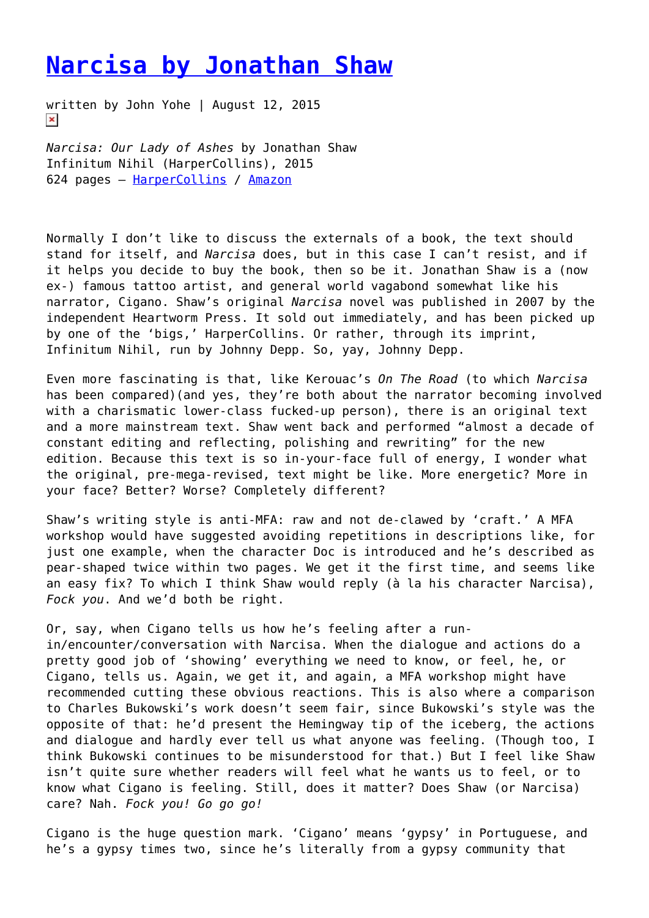# Narcisa by Jonathan Shaw

written by John Yohe | August 12, 2015

*Narcisa: Our Lady of Ashes* by Jonathan Shaw
Infinitum Nihil (HarperCollins), 2015
624 pages – HarperCollins / Amazon

Normally I don't like to discuss the externals of a book, the text should stand for itself, and *Narcisa* does, but in this case I can't resist, and if it helps you decide to buy the book, then so be it. Jonathan Shaw is a (now ex-) famous tattoo artist, and general world vagabond somewhat like his narrator, Cigano. Shaw's original *Narcisa* novel was published in 2007 by the independent Heartworm Press. It sold out immediately, and has been picked up by one of the 'bigs,' HarperCollins. Or rather, through its imprint, Infinitum Nihil, run by Johnny Depp. So, yay, Johnny Depp.

Even more fascinating is that, like Kerouac's *On The Road* (to which *Narcisa* has been compared)(and yes, they're both about the narrator becoming involved with a charismatic lower-class fucked-up person), there is an original text and a more mainstream text. Shaw went back and performed "almost a decade of constant editing and reflecting, polishing and rewriting" for the new edition. Because this text is so in-your-face full of energy, I wonder what the original, pre-mega-revised, text might be like. More energetic? More in your face? Better? Worse? Completely different?

Shaw's writing style is anti-MFA: raw and not de-clawed by 'craft.' A MFA workshop would have suggested avoiding repetitions in descriptions like, for just one example, when the character Doc is introduced and he's described as pear-shaped twice within two pages. We get it the first time, and seems like an easy fix? To which I think Shaw would reply (à la his character Narcisa), *Fock you*. And we'd both be right.

Or, say, when Cigano tells us how he's feeling after a run-in/encounter/conversation with Narcisa. When the dialogue and actions do a pretty good job of 'showing' everything we need to know, or feel, he, or Cigano, tells us. Again, we get it, and again, a MFA workshop might have recommended cutting these obvious reactions. This is also where a comparison to Charles Bukowski's work doesn't seem fair, since Bukowski's style was the opposite of that: he'd present the Hemingway tip of the iceberg, the actions and dialogue and hardly ever tell us what anyone was feeling. (Though too, I think Bukowski continues to be misunderstood for that.) But I feel like Shaw isn't quite sure whether readers will feel what he wants us to feel, or to know what Cigano is feeling. Still, does it matter? Does Shaw (or Narcisa) care? Nah. *Fock you! Go go go!*

Cigano is the huge question mark. 'Cigano' means 'gypsy' in Portuguese, and he's a gypsy times two, since he's literally from a gypsy community that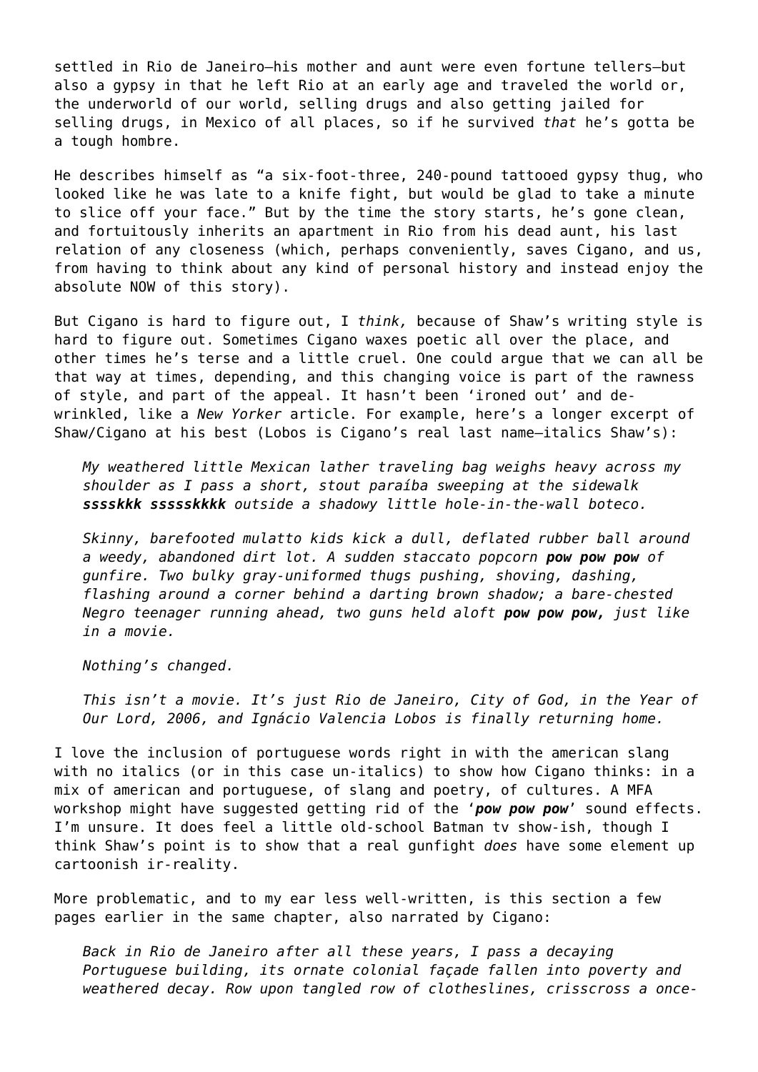settled in Rio de Janeiro—his mother and aunt were even fortune tellers—but also a gypsy in that he left Rio at an early age and traveled the world or, the underworld of our world, selling drugs and also getting jailed for selling drugs, in Mexico of all places, so if he survived *that* he's gotta be a tough hombre.

He describes himself as "a six-foot-three, 240-pound tattooed gypsy thug, who looked like he was late to a knife fight, but would be glad to take a minute to slice off your face." But by the time the story starts, he's gone clean, and fortuitously inherits an apartment in Rio from his dead aunt, his last relation of any closeness (which, perhaps conveniently, saves Cigano, and us, from having to think about any kind of personal history and instead enjoy the absolute NOW of this story).

But Cigano is hard to figure out, I *think,* because of Shaw's writing style is hard to figure out. Sometimes Cigano waxes poetic all over the place, and other times he's terse and a little cruel. One could argue that we can all be that way at times, depending, and this changing voice is part of the rawness of style, and part of the appeal. It hasn't been 'ironed out' and de-wrinkled, like a *New Yorker* article. For example, here's a longer excerpt of Shaw/Cigano at his best (Lobos is Cigano's real last name—italics Shaw's):

> *My weathered little Mexican lather traveling bag weighs heavy across my shoulder as I pass a short, stout paraíba sweeping at the sidewalk* ***sssskkk ssssskkkk*** *outside a shadowy little hole-in-the-wall boteco.*
>
> *Skinny, barefooted mulatto kids kick a dull, deflated rubber ball around a weedy, abandoned dirt lot. A sudden staccato popcorn* ***pow pow pow*** *of gunfire. Two bulky gray-uniformed thugs pushing, shoving, dashing, flashing around a corner behind a darting brown shadow; a bare-chested Negro teenager running ahead, two guns held aloft* ***pow pow pow,*** *just like in a movie.*
>
> *Nothing's changed.*
>
> *This isn't a movie. It's just Rio de Janeiro, City of God, in the Year of Our Lord, 2006, and Ignácio Valencia Lobos is finally returning home.*

I love the inclusion of portuguese words right in with the american slang with no italics (or in this case un-italics) to show how Cigano thinks: in a mix of american and portuguese, of slang and poetry, of cultures. A MFA workshop might have suggested getting rid of the '***pow pow pow***' sound effects. I'm unsure. It does feel a little old-school Batman tv show-ish, though I think Shaw's point is to show that a real gunfight *does* have some element up cartoonish ir-reality.

More problematic, and to my ear less well-written, is this section a few pages earlier in the same chapter, also narrated by Cigano:

> *Back in Rio de Janeiro after all these years, I pass a decaying Portuguese building, its ornate colonial façade fallen into poverty and weathered decay. Row upon tangled row of clotheslines, crisscross a once-*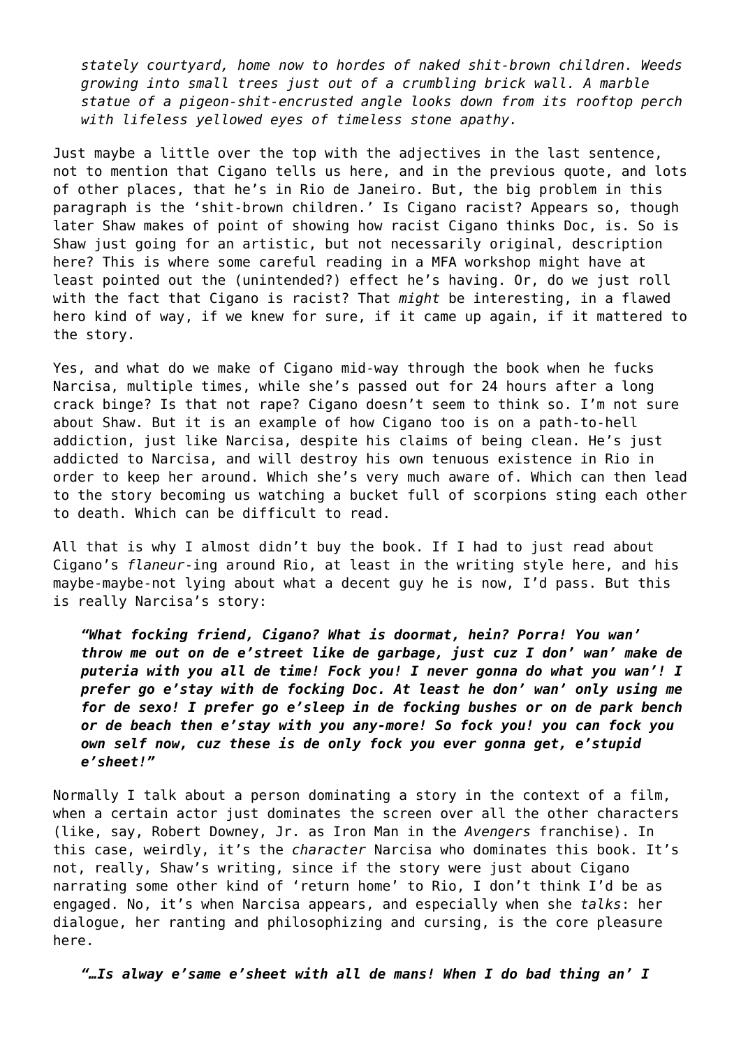*stately courtyard, home now to hordes of naked shit-brown children. Weeds growing into small trees just out of a crumbling brick wall. A marble statue of a pigeon-shit-encrusted angle looks down from its rooftop perch with lifeless yellowed eyes of timeless stone apathy.*

Just maybe a little over the top with the adjectives in the last sentence, not to mention that Cigano tells us here, and in the previous quote, and lots of other places, that he's in Rio de Janeiro. But, the big problem in this paragraph is the 'shit-brown children.' Is Cigano racist? Appears so, though later Shaw makes of point of showing how racist Cigano thinks Doc, is. So is Shaw just going for an artistic, but not necessarily original, description here? This is where some careful reading in a MFA workshop might have at least pointed out the (unintended?) effect he's having. Or, do we just roll with the fact that Cigano is racist? That *might* be interesting, in a flawed hero kind of way, if we knew for sure, if it came up again, if it mattered to the story.

Yes, and what do we make of Cigano mid-way through the book when he fucks Narcisa, multiple times, while she's passed out for 24 hours after a long crack binge? Is that not rape? Cigano doesn't seem to think so. I'm not sure about Shaw. But it is an example of how Cigano too is on a path-to-hell addiction, just like Narcisa, despite his claims of being clean. He's just addicted to Narcisa, and will destroy his own tenuous existence in Rio in order to keep her around. Which she's very much aware of. Which can then lead to the story becoming us watching a bucket full of scorpions sting each other to death. Which can be difficult to read.

All that is why I almost didn't buy the book. If I had to just read about Cigano's *flaneur*-ing around Rio, at least in the writing style here, and his maybe-maybe-not lying about what a decent guy he is now, I'd pass. But this is really Narcisa's story:

***"What focking friend, Cigano? What is doormat, hein? Porra! You wan' throw me out on de e'street like de garbage, just cuz I don' wan' make de puteria with you all de time! Fock you! I never gonna do what you wan'! I prefer go e'stay with de focking Doc. At least he don' wan' only using me for de sexo! I prefer go e'sleep in de focking bushes or on de park bench or de beach then e'stay with you any-more! So fock you! you can fock you own self now, cuz these is de only fock you ever gonna get, e'stupid e'sheet!"***

Normally I talk about a person dominating a story in the context of a film, when a certain actor just dominates the screen over all the other characters (like, say, Robert Downey, Jr. as Iron Man in the *Avengers* franchise). In this case, weirdly, it's the *character* Narcisa who dominates this book. It's not, really, Shaw's writing, since if the story were just about Cigano narrating some other kind of 'return home' to Rio, I don't think I'd be as engaged. No, it's when Narcisa appears, and especially when she *talks*: her dialogue, her ranting and philosophizing and cursing, is the core pleasure here.

***"…Is alway e'same e'sheet with all de mans! When I do bad thing an' I***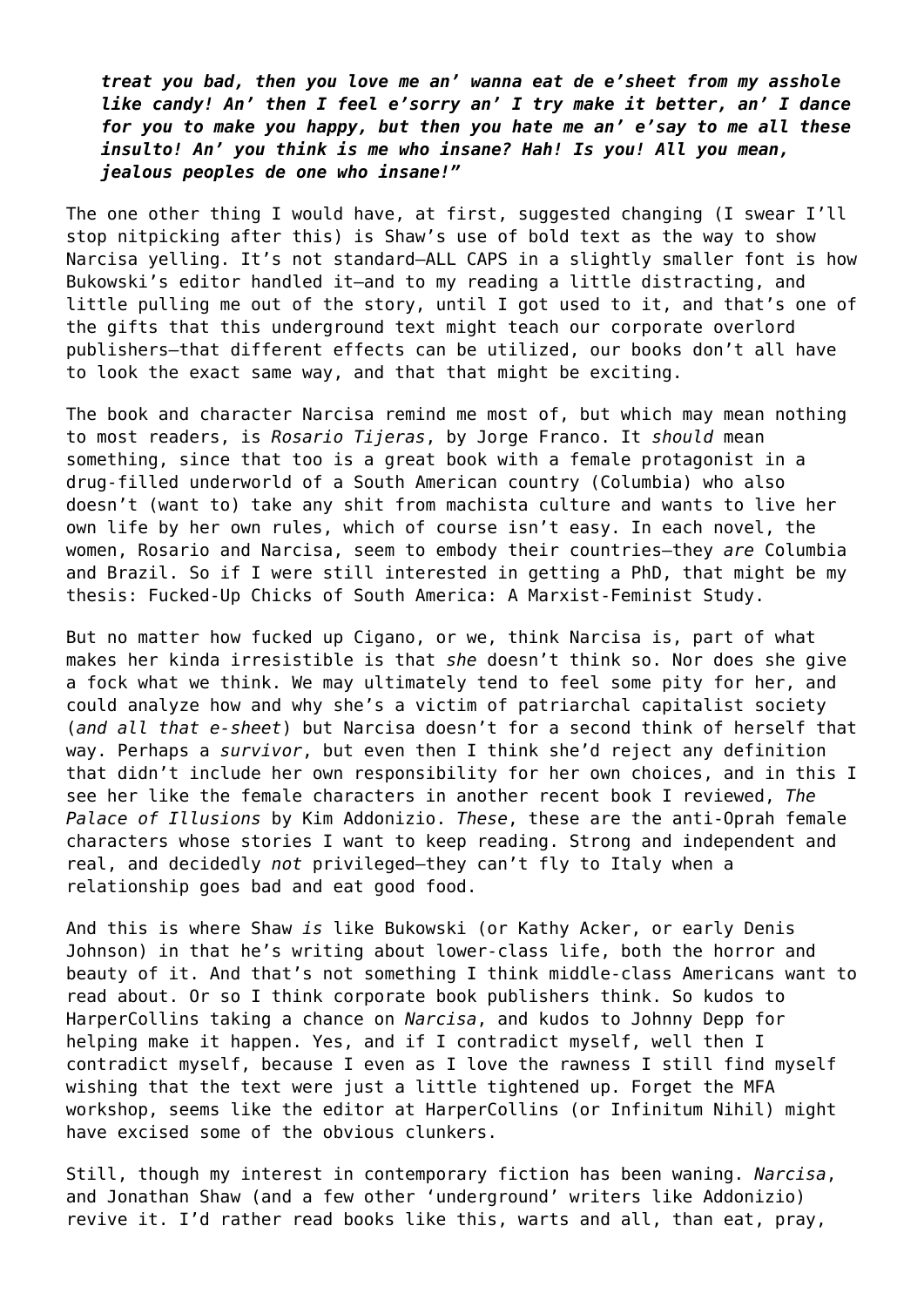***treat you bad, then you love me an' wanna eat de e'sheet from my asshole like candy! An' then I feel e'sorry an' I try make it better, an' I dance for you to make you happy, but then you hate me an' e'say to me all these insulto! An' you think is me who insane? Hah! Is you! All you mean, jealous peoples de one who insane!"***

The one other thing I would have, at first, suggested changing (I swear I'll stop nitpicking after this) is Shaw's use of bold text as the way to show Narcisa yelling. It's not standard—ALL CAPS in a slightly smaller font is how Bukowski's editor handled it—and to my reading a little distracting, and little pulling me out of the story, until I got used to it, and that's one of the gifts that this underground text might teach our corporate overlord publishers—that different effects can be utilized, our books don't all have to look the exact same way, and that that might be exciting.

The book and character Narcisa remind me most of, but which may mean nothing to most readers, is *Rosario Tijeras*, by Jorge Franco. It *should* mean something, since that too is a great book with a female protagonist in a drug-filled underworld of a South American country (Columbia) who also doesn't (want to) take any shit from machista culture and wants to live her own life by her own rules, which of course isn't easy. In each novel, the women, Rosario and Narcisa, seem to embody their countries—they *are* Columbia and Brazil. So if I were still interested in getting a PhD, that might be my thesis: Fucked-Up Chicks of South America: A Marxist-Feminist Study.

But no matter how fucked up Cigano, or we, think Narcisa is, part of what makes her kinda irresistible is that *she* doesn't think so. Nor does she give a fock what we think. We may ultimately tend to feel some pity for her, and could analyze how and why she's a victim of patriarchal capitalist society (*and all that e-sheet*) but Narcisa doesn't for a second think of herself that way. Perhaps a *survivor*, but even then I think she'd reject any definition that didn't include her own responsibility for her own choices, and in this I see her like the female characters in another recent book I reviewed, *The Palace of Illusions* by Kim Addonizio. *These*, these are the anti-Oprah female characters whose stories I want to keep reading. Strong and independent and real, and decidedly *not* privileged—they can't fly to Italy when a relationship goes bad and eat good food.

And this is where Shaw *is* like Bukowski (or Kathy Acker, or early Denis Johnson) in that he's writing about lower-class life, both the horror and beauty of it. And that's not something I think middle-class Americans want to read about. Or so I think corporate book publishers think. So kudos to HarperCollins taking a chance on *Narcisa*, and kudos to Johnny Depp for helping make it happen. Yes, and if I contradict myself, well then I contradict myself, because I even as I love the rawness I still find myself wishing that the text were just a little tightened up. Forget the MFA workshop, seems like the editor at HarperCollins (or Infinitum Nihil) might have excised some of the obvious clunkers.

Still, though my interest in contemporary fiction has been waning. *Narcisa*, and Jonathan Shaw (and a few other 'underground' writers like Addonizio) revive it. I'd rather read books like this, warts and all, than eat, pray,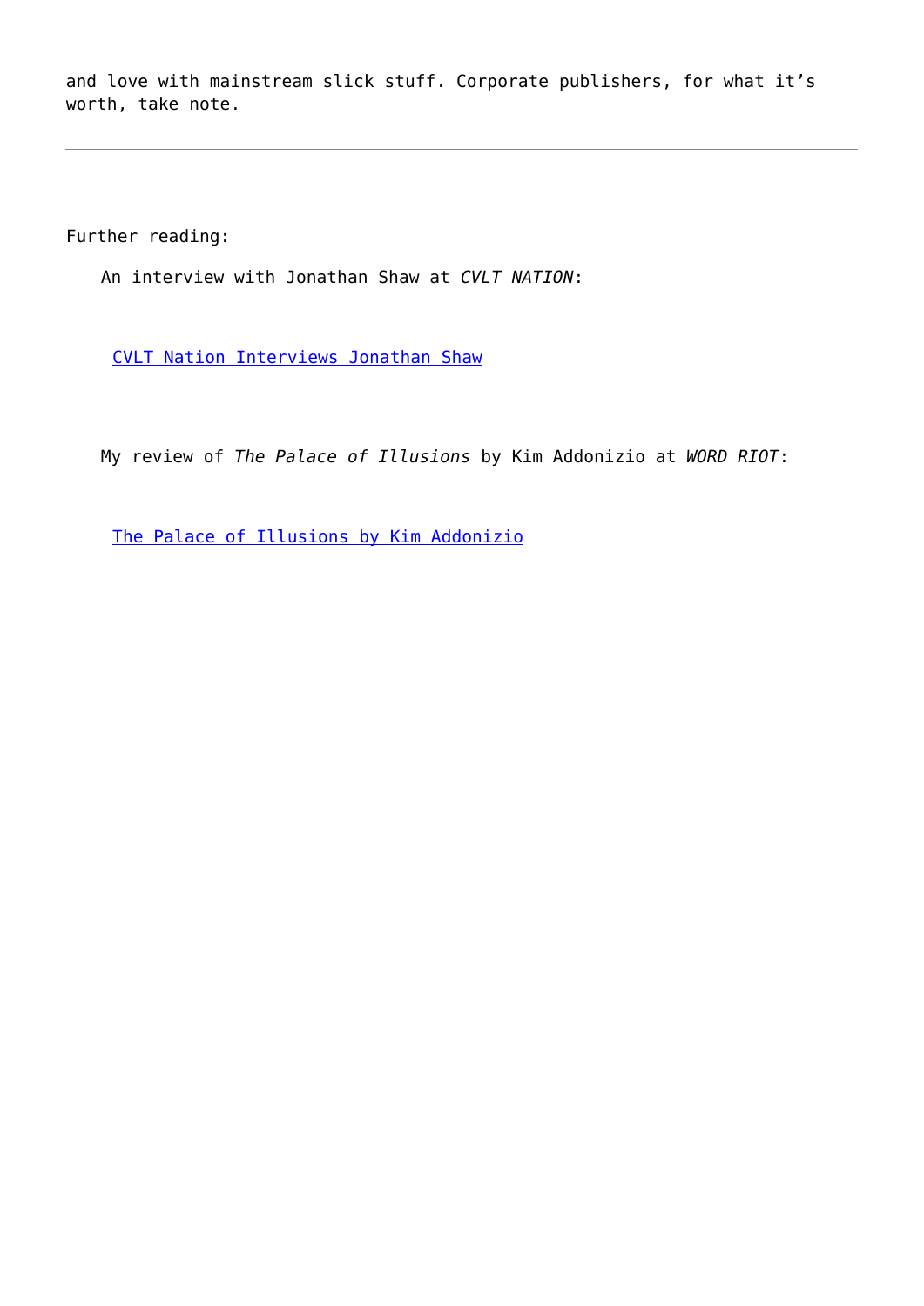and love with mainstream slick stuff. Corporate publishers, for what it's worth, take note.

---

Further reading:

An interview with Jonathan Shaw at *CVLT NATION*:

[CVLT Nation Interviews Jonathan Shaw]()

My review of *The Palace of Illusions* by Kim Addonizio at *WORD RIOT*:

[The Palace of Illusions by Kim Addonizio]()